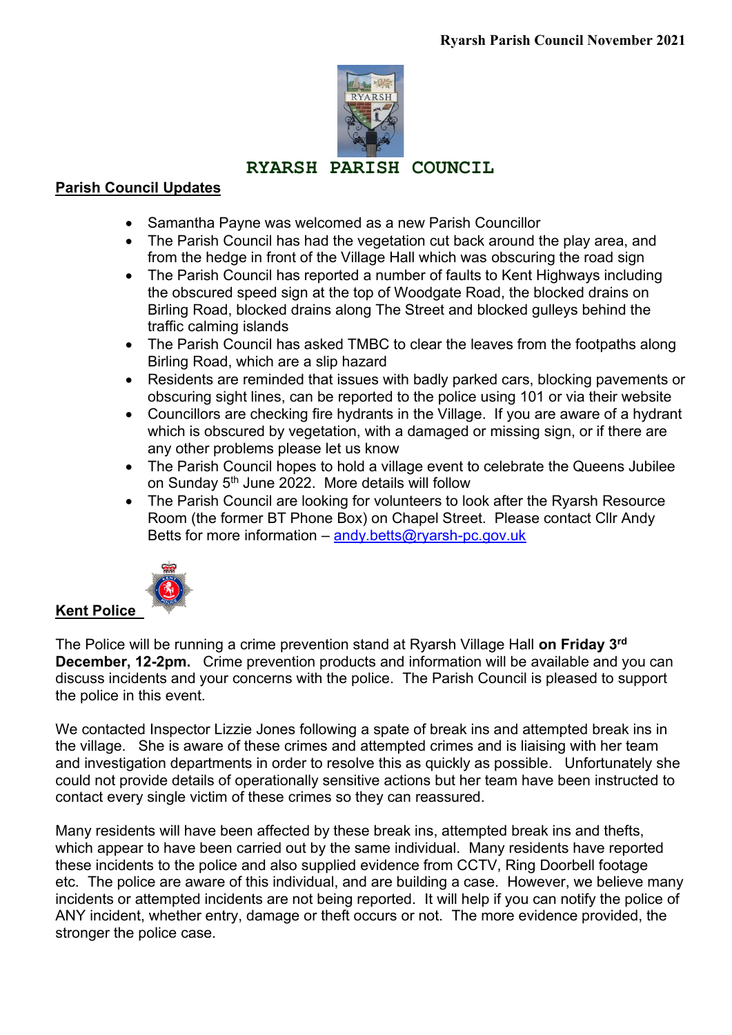**Ryarsh Parish Council November 2021**

# RYARSH PARISH COUNCIL

## Parish Council Updates

- Samantha Payne was welcomed as a new Parish Councillor
- The Parish Council has had the vegetation cut back around the play area, and from the hedge in front of the Village Hall which was obscuring the road sign
- The Parish Council has reported a number of faults to Kent Highways including the obscured speed sign at the top of Woodgate Road, the blocked drains on Birling Road, blocked drains along The Street and blocked gulleys behind the traffic calming islands
- The Parish Council has asked TMBC to clear the leaves from the footpaths along Birling Road, which are a slip hazard
- Residents are reminded that issues with badly parked cars, blocking pavements or obscuring sight lines, can be reported to the police using 101 or via their website
- Councillors are checking fire hydrants in the Village. If you are aware of a hydrant which is obscured by vegetation, with a damaged or missing sign, or if there are any other problems please let us know
- The Parish Council hopes to hold a village event to celebrate the Queens Jubilee on Sunday 5th June 2022. More details will follow
- The Parish Council are looking for volunteers to look after the Ryarsh Resource Room (the former BT Phone Box) on Chapel Street. Please contact Cllr Andy Betts for more information – andy.betts@ryarsh-pc.gov.uk

## Kent Police

The Police will be running a crime prevention stand at Ryarsh Village Hall **on Friday 3rd December, 12-2pm.** Crime prevention products and information will be available and you can discuss incidents and your concerns with the police. The Parish Council is pleased to support the police in this event.

We contacted Inspector Lizzie Jones following a spate of break ins and attempted break ins in the village. She is aware of these crimes and attempted crimes and is liaising with her team and investigation departments in order to resolve this as quickly as possible. Unfortunately she could not provide details of operationally sensitive actions but her team have been instructed to contact every single victim of these crimes so they can reassured.

Many residents will have been affected by these break ins, attempted break ins and thefts, which appear to have been carried out by the same individual. Many residents have reported these incidents to the police and also supplied evidence from CCTV, Ring Doorbell footage etc. The police are aware of this individual, and are building a case. However, we believe many incidents or attempted incidents are not being reported. It will help if you can notify the police of ANY incident, whether entry, damage or theft occurs or not. The more evidence provided, the stronger the police case.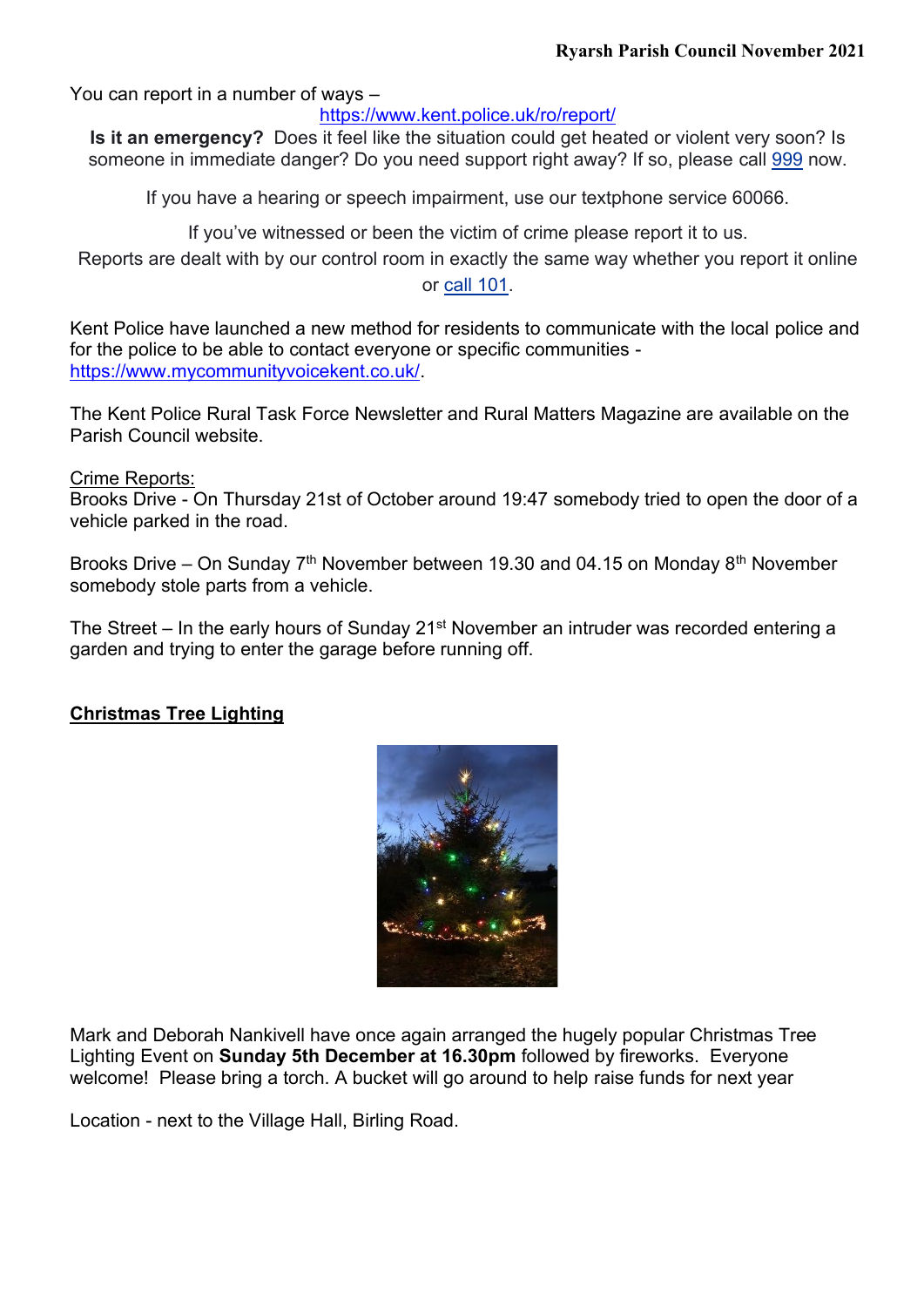You can report in a number of ways –

https://www.kent.police.uk/ro/report/

**Is it an emergency?** Does it feel like the situation could get heated or violent very soon? Is someone in immediate danger? Do you need support right away? If so, please call 999 now.

If you have a hearing or speech impairment, use our textphone service 60066.

If you've witnessed or been the victim of crime please report it to us.

Reports are dealt with by our control room in exactly the same way whether you report it online or call 101.

Kent Police have launched a new method for residents to communicate with the local police and for the police to be able to contact everyone or specific communities - https://www.mycommunityvoicekent.co.uk/.

The Kent Police Rural Task Force Newsletter and Rural Matters Magazine are available on the Parish Council website.

Crime Reports:

Brooks Drive - On Thursday 21st of October around 19:47 somebody tried to open the door of a vehicle parked in the road.

Brooks Drive – On Sunday 7th November between 19.30 and 04.15 on Monday 8th November somebody stole parts from a vehicle.

The Street – In the early hours of Sunday 21st November an intruder was recorded entering a garden and trying to enter the garage before running off.

## Christmas Tree Lighting

Mark and Deborah Nankivell have once again arranged the hugely popular Christmas Tree Lighting Event on **Sunday 5th December at 16.30pm** followed by fireworks. Everyone welcome! Please bring a torch. A bucket will go around to help raise funds for next year

Location - next to the Village Hall, Birling Road.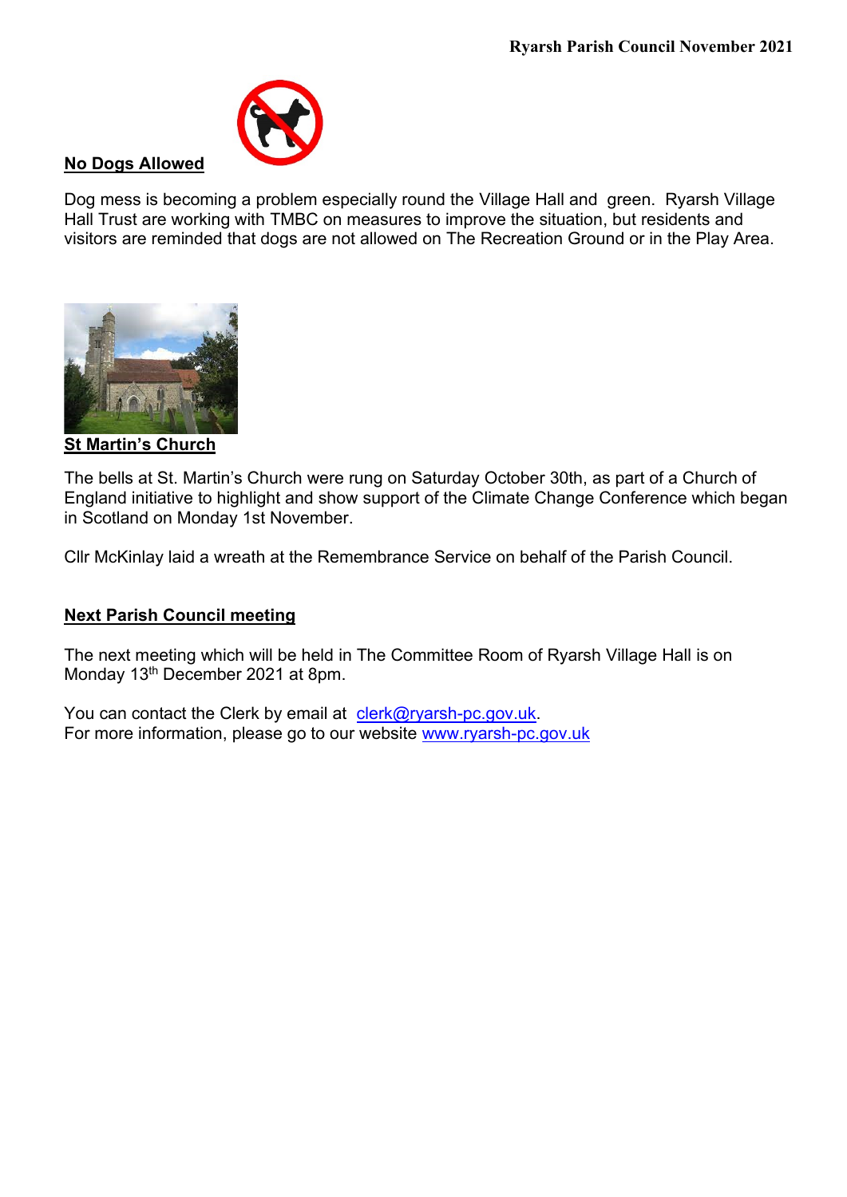**No Dogs Allowed**

Dog mess is becoming a problem especially round the Village Hall and green. Ryarsh Village Hall Trust are working with TMBC on measures to improve the situation, but residents and visitors are reminded that dogs are not allowed on The Recreation Ground or in the Play Area.

**St Martin's Church**

The bells at St. Martin's Church were rung on Saturday October 30th, as part of a Church of England initiative to highlight and show support of the Climate Change Conference which began in Scotland on Monday 1st November.

Cllr McKinlay laid a wreath at the Remembrance Service on behalf of the Parish Council.

**Next Parish Council meeting**

The next meeting which will be held in The Committee Room of Ryarsh Village Hall is on Monday 13th December 2021 at 8pm.

You can contact the Clerk by email at clerk@ryarsh-pc.gov.uk.
For more information, please go to our website www.ryarsh-pc.gov.uk